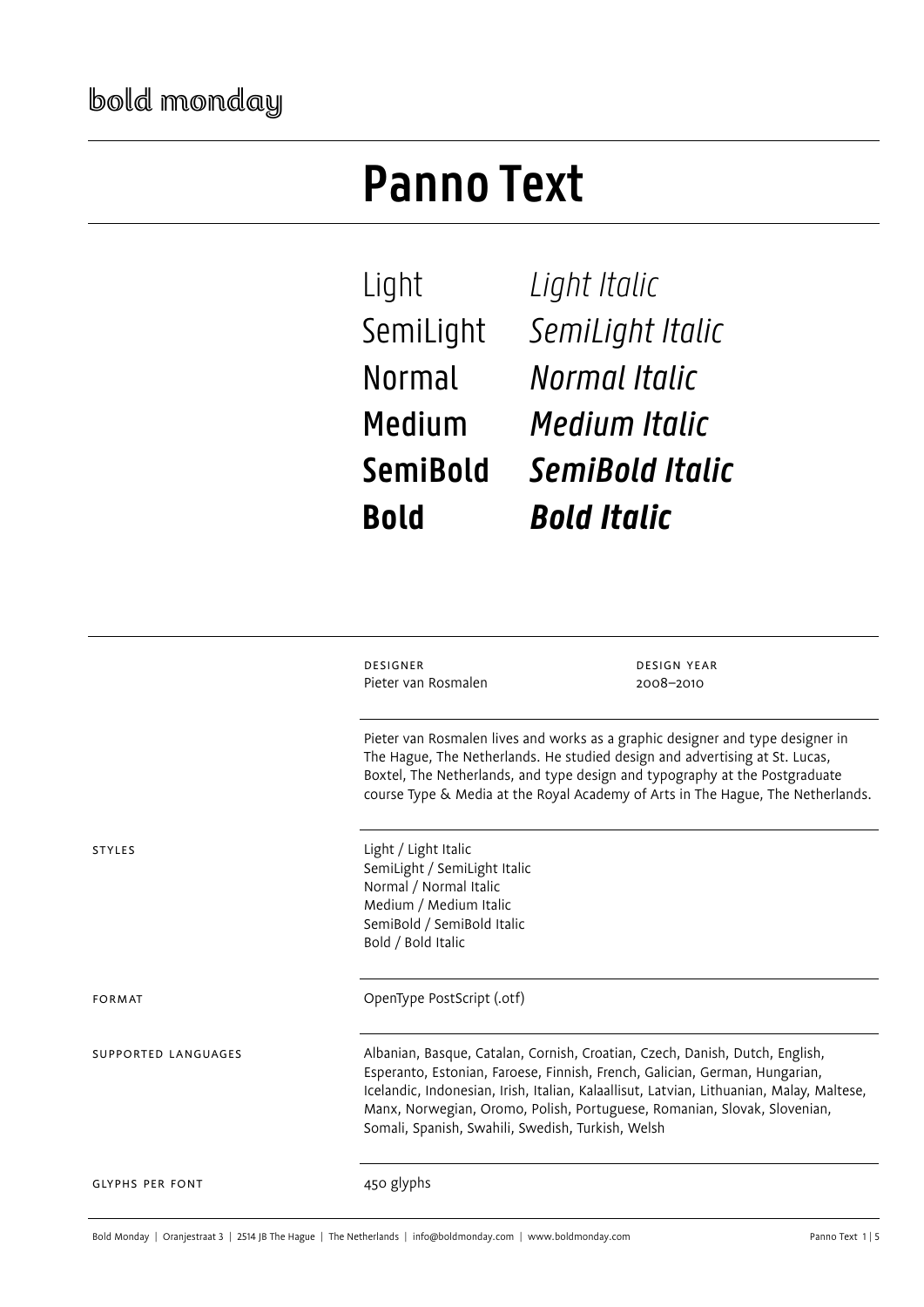bold monday

# Panno Text

| | |
|---|---|
| Light | *Light Italic* |
| SemiLight | *SemiLight Italic* |
| Normal | *Normal Italic* |
| Medium | *Medium Italic* |
| **SemiBold** | ***SemiBold Italic*** |
| **Bold** | ***Bold Italic*** |

DESIGNER
Pieter van Rosmalen

DESIGN YEAR
2008–2010

Pieter van Rosmalen lives and works as a graphic designer and type designer in The Hague, The Netherlands. He studied design and advertising at St. Lucas, Boxtel, The Netherlands, and type design and typography at the Postgraduate course Type & Media at the Royal Academy of Arts in The Hague, The Netherlands.

STYLES

Light / Light Italic
SemiLight / SemiLight Italic
Normal / Normal Italic
Medium / Medium Italic
SemiBold / SemiBold Italic
Bold / Bold Italic

FORMAT

OpenType PostScript (.otf)

SUPPORTED LANGUAGES

Albanian, Basque, Catalan, Cornish, Croatian, Czech, Danish, Dutch, English, Esperanto, Estonian, Faroese, Finnish, French, Galician, German, Hungarian, Icelandic, Indonesian, Irish, Italian, Kalaallisut, Latvian, Lithuanian, Malay, Maltese, Manx, Norwegian, Oromo, Polish, Portuguese, Romanian, Slovak, Slovenian, Somali, Spanish, Swahili, Swedish, Turkish, Welsh

GLYPHS PER FONT

450 glyphs

Bold Monday | Oranjestraat 3 | 2514 JB The Hague | The Netherlands | info@boldmonday.com | www.boldmonday.com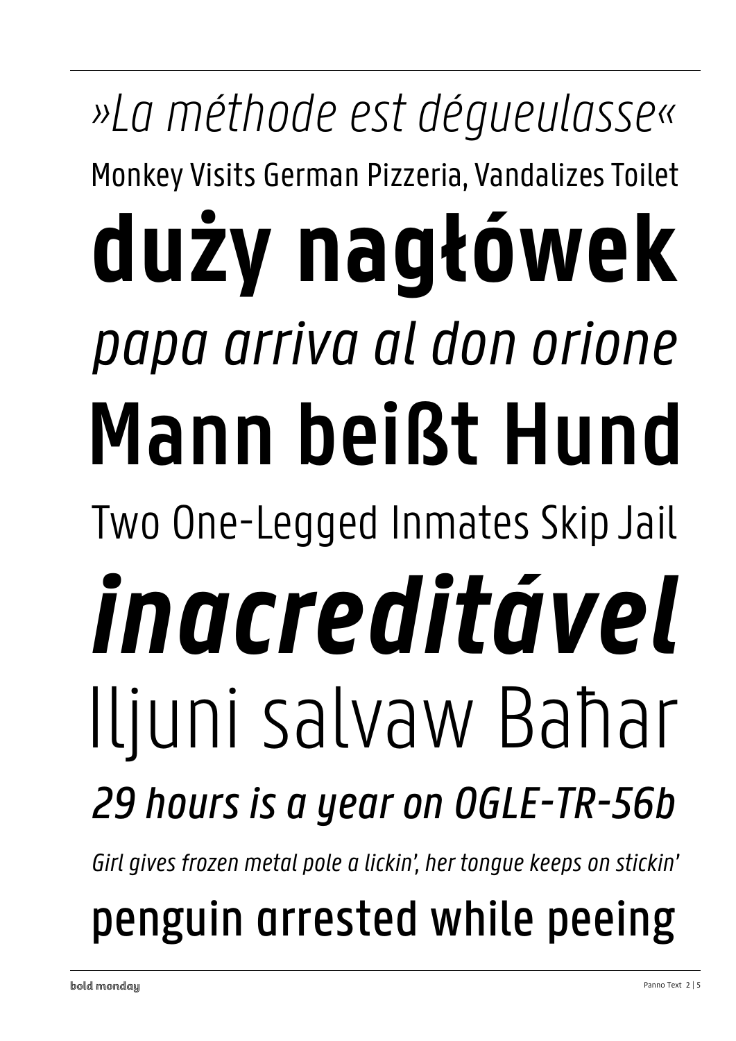*»La méthode est dégueulasse«*

Monkey Visits German Pizzeria, Vandalizes Toilet

**duży nagłówek**

*papa arriva al don orione*

**Mann beißt Hund**

Two One-Legged Inmates Skip Jail

***inacreditável***

Iljuni salvaw Baħar

*29 hours is a year on OGLE-TR-56b*

*Girl gives frozen metal pole a lickin', her tongue keeps on stickin'*

penguin arrested while peeing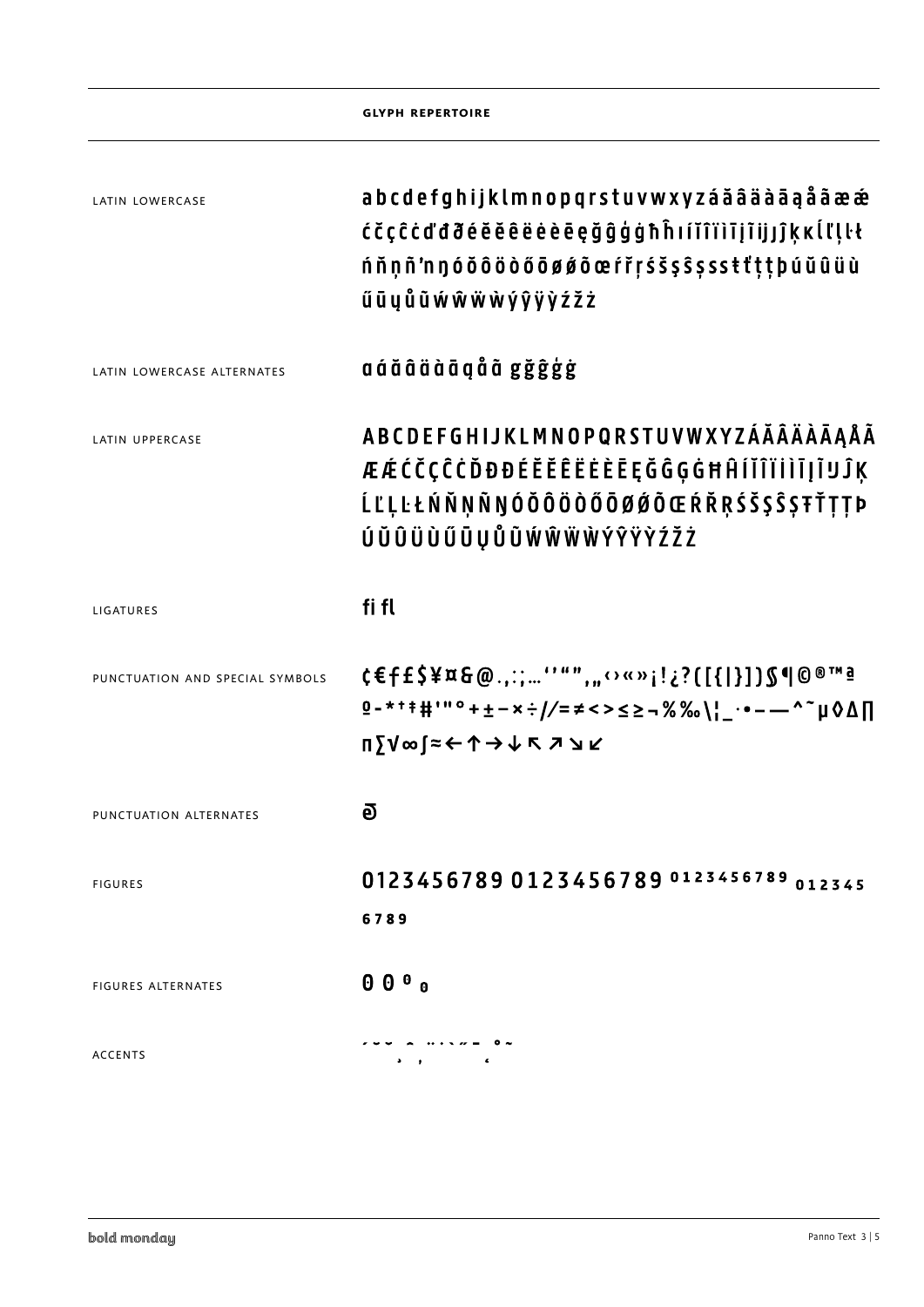**GLYPH REPERTOIRE**

LATIN LOWERCASE

a b c d e f g h i j k l m n o p q r s t u v w x y z á ă â ä à ā ą å ã æ ǽ ć č ç ĉ ċ ď đ ð é ĕ ě ê ë ė è ē ę ğ ĝ ģ ġ ħ ĥ ı í ĭ î ï ì ī į ĩ ĳ ȷ ĵ ķ ĸ ĺ ľ ļ ŀ ł ń ň ņ ñ ŉ ŋ ó ŏ ô ö ò ő ō ø ǿ õ œ ŕ ř ŗ ś š ş ŝ ș ß ŧ ť ţ ț þ ú ŭ û ü ù ű ū ų ů ũ ẃ ŵ ẅ ẁ ý ŷ ÿ ỳ ź ž ż

LATIN LOWERCASE ALTERNATES

ɑ á ă â ä à ā ą å ã g ğ ĝ ģ ġ

LATIN UPPERCASE

A B C D E F G H I J K L M N O P Q R S T U V W X Y Z Á Ă Â Ä À Ā Ą Å Ã Æ Ǽ Ć Č Ç Ĉ Ċ Ď Đ Ð É Ĕ Ě Ê Ë Ė È Ē Ę Ğ Ĝ Ģ Ġ Ħ Ĥ Í Ĭ Î Ï İ Ì Ī Į Ĩ Ĳ Ĵ Ķ Ĺ Ľ Ļ Ŀ Ł Ń Ň Ņ Ñ Ŋ Ó Ŏ Ô Ö Ò Ő Ō Ø Ǿ Õ Œ Ŕ Ř Ŗ Ś Š Ş Ŝ Ș Ŧ Ť Ţ Ț Þ Ú Ŭ Û Ü Ù Ű Ū Ų Ů Ũ Ẃ Ŵ Ẅ Ẁ Ý Ŷ Ÿ Ỳ Ź Ž Ż

LIGATURES

fi fl

PUNCTUATION AND SPECIAL SYMBOLS

¢ € ƒ £ $ ¥ ¤ & @ . , : ; … ' ' " " , „ ‹ › « » ¡ ! ¿ ? ( [ { | } ] ) § ¶ © ® ™ ª º - * † ‡ # ' " ° + ± − × ÷ / / = ≠ < > ≤ ≥ ¬ % ‰ \ ¦ _ · • – — ^ ˜ µ ◊ Δ ∏ π ∑ √ ∞ ∫ ≈ ← ↑ → ↓ ↖ ↗ ↘ ↙

PUNCTUATION ALTERNATES

@

FIGURES

0123456789 0123456789 0123456789 0123456789

FIGURES ALTERNATES

0 0 0 0

ACCENTS

´ ˘ ˇ ¸ ˆ ¨ ˙ ` ˝ ¯ ˛ ˚ ˜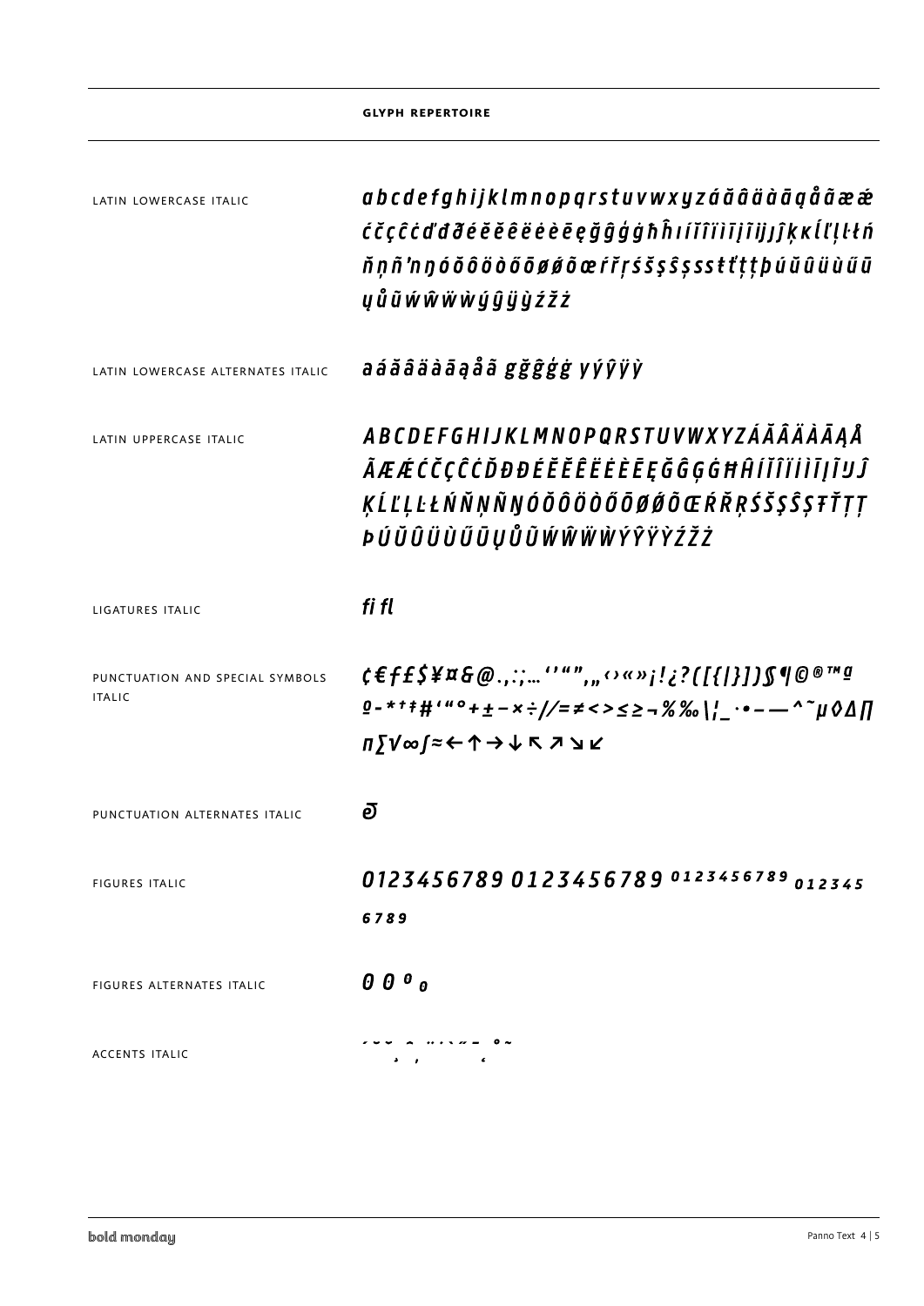## GLYPH REPERTOIRE

| | |
|---|---|
| LATIN LOWERCASE ITALIC | *abcdefghijklmnopqrstuvwxyzáăâäàāąåãæǽ ćčçĉċďđðéĕěêëėèēęğĝģġħĥıíĭîïìīįĩijĵķĸĺľļŀłń ňņñ'nŋóŏôöòőōøǿõœŕřŗśšşŝșßŧťţțþúŭûüùűū ųůũẃŵẅẁýŷÿỳźžż* |
| LATIN LOWERCASE ALTERNATES ITALIC | *aáăâäàāąåã gğĝģġ yýŷÿỳ* |
| LATIN UPPERCASE ITALIC | *ABCDEFGHIJKLMNOPQRSTUVWXYZÁĂÂÄÀĀĄÅ ÃÆǼĆČÇĈĊĎĐĐÉĔĚÊËĖÈĒĘĞĜĢĠĦĤÍĬÎÏİÌĪĮĨĲĴ ĶĹĽĻĿŁŃŇŅÑŊÓŎÔÖÒŐŌØǾÕŒŔŘŖŚŠŞŜȘŦŤŢȚ ÞÚŬÛÜÙŰŪŲŮŨẂŴẄẀÝŶŸỲŹŽŻ* |
| LIGATURES ITALIC | *fi fl* |
| PUNCTUATION AND SPECIAL SYMBOLS ITALIC | *¢€ƒ£$¥¤&@.,:;…''"",„‹›«»¡!¿?([{/|}])§¶©®™ª º-*†‡#'"°+±−×÷//=≠<>≤≥¬%‰\¦_·•–—^~µ◊∆∏ π∑√∞∫≈←↑→↓↖↗↘↙* |
| PUNCTUATION ALTERNATES ITALIC | *ə̄* |
| FIGURES ITALIC | *0123456789 0123456789 0123456789 0123456789* |
| FIGURES ALTERNATES ITALIC | *0 0 0 0* |
| ACCENTS ITALIC | *´ ˘ ˇ ¸ ˆ ¨ ˙ ` ˝ ¯ ˛ ˚ ˜* |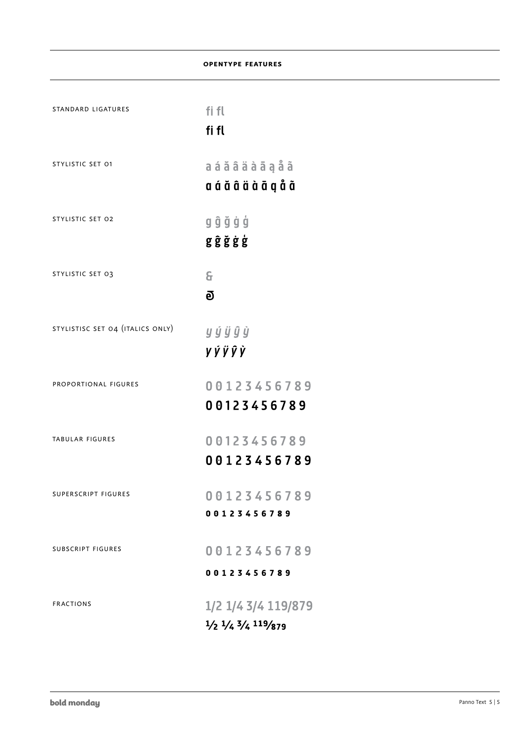## OPENTYPE FEATURES

| | |
|---|---|
| STANDARD LIGATURES | fi fl<br>ﬁ ﬂ |
| STYLISTIC SET 01 | a á ă â ä à ā ą å ã<br>ɑ ɑ́ ɑ̆ ɑ̂ ɑ̈ ɑ̀ ɑ̄ ɑ̨ ɑ̊ ɑ̃ |
| STYLISTIC SET 02 | g ĝ ğ ġ ģ<br>g ĝ ğ ġ ģ |
| STYLISTIC SET 03 | &<br>& |
| STYLISTISC SET 04 (ITALICS ONLY) | *y ý ÿ ŷ ỳ*<br>*y ý ÿ ŷ ỳ* |
| PROPORTIONAL FIGURES | 0 0 1 2 3 4 5 6 7 8 9<br>0 0 1 2 3 4 5 6 7 8 9 |
| TABULAR FIGURES | 0 0 1 2 3 4 5 6 7 8 9<br>0 0 1 2 3 4 5 6 7 8 9 |
| SUPERSCRIPT FIGURES | 0 0 1 2 3 4 5 6 7 8 9<br>0 0 1 2 3 4 5 6 7 8 9 |
| SUBSCRIPT FIGURES | 0 0 1 2 3 4 5 6 7 8 9<br>0 0 1 2 3 4 5 6 7 8 9 |
| FRACTIONS | 1/2 1/4 3/4 119/879<br>½ ¼ ¾ 119⁄879 |